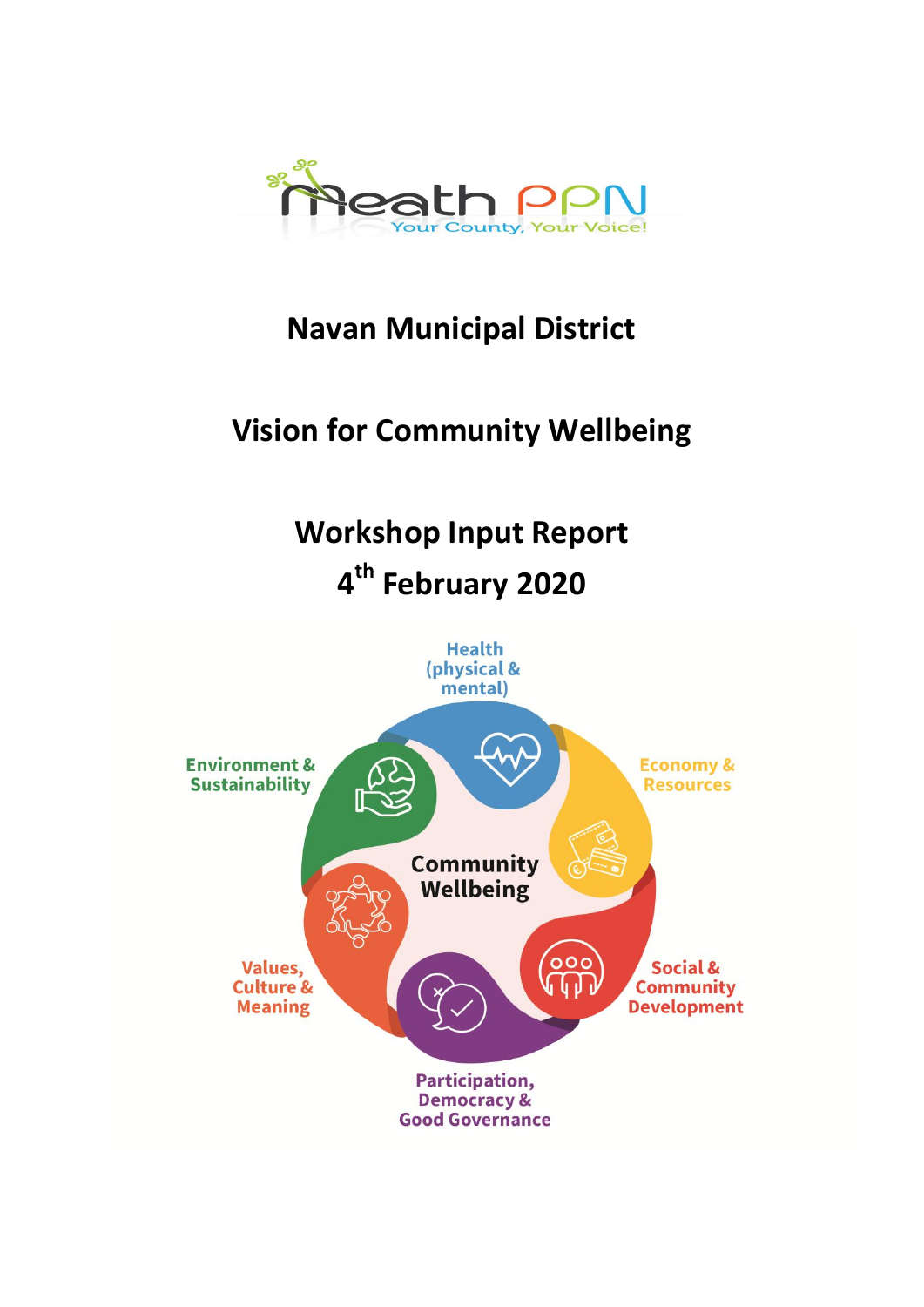Meath PPN
Your County, Your Voice!

# Navan Municipal District

## Vision for Community Wellbeing

## Workshop Input Report

## 4th February 2020

Health (physical & mental)

Economy & Resources

Social & Community Development

Participation, Democracy & Good Governance

Values, Culture & Meaning

Environment & Sustainability

Community Wellbeing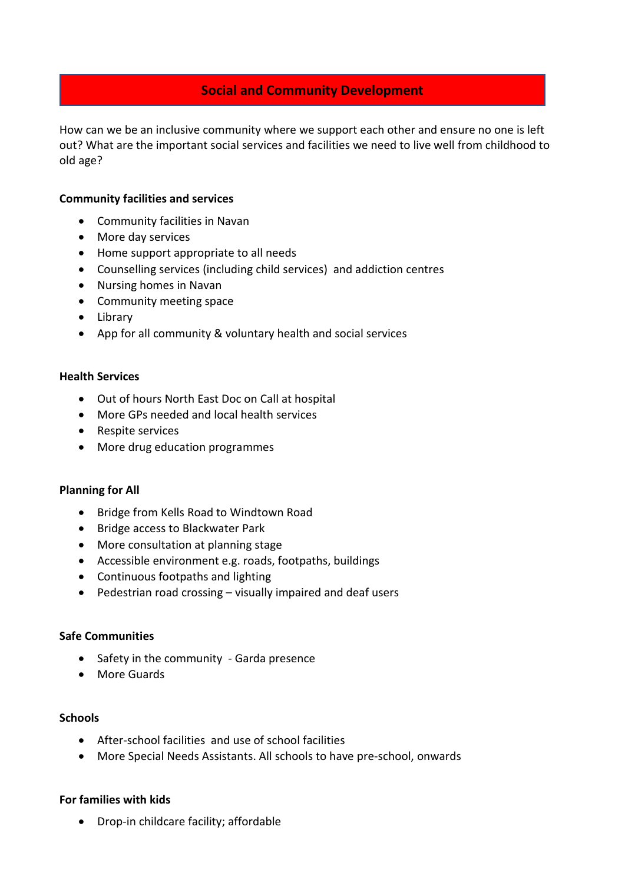## Social and Community Development

How can we be an inclusive community where we support each other and ensure no one is left out? What are the important social services and facilities we need to live well from childhood to old age?

**Community facilities and services**

- Community facilities in Navan
- More day services
- Home support appropriate to all needs
- Counselling services (including child services) and addiction centres
- Nursing homes in Navan
- Community meeting space
- Library
- App for all community & voluntary health and social services

**Health Services**

- Out of hours North East Doc on Call at hospital
- More GPs needed and local health services
- Respite services
- More drug education programmes

**Planning for All**

- Bridge from Kells Road to Windtown Road
- Bridge access to Blackwater Park
- More consultation at planning stage
- Accessible environment e.g. roads, footpaths, buildings
- Continuous footpaths and lighting
- Pedestrian road crossing – visually impaired and deaf users

**Safe Communities**

- Safety in the community - Garda presence
- More Guards

**Schools**

- After-school facilities and use of school facilities
- More Special Needs Assistants. All schools to have pre-school, onwards

**For families with kids**

- Drop-in childcare facility; affordable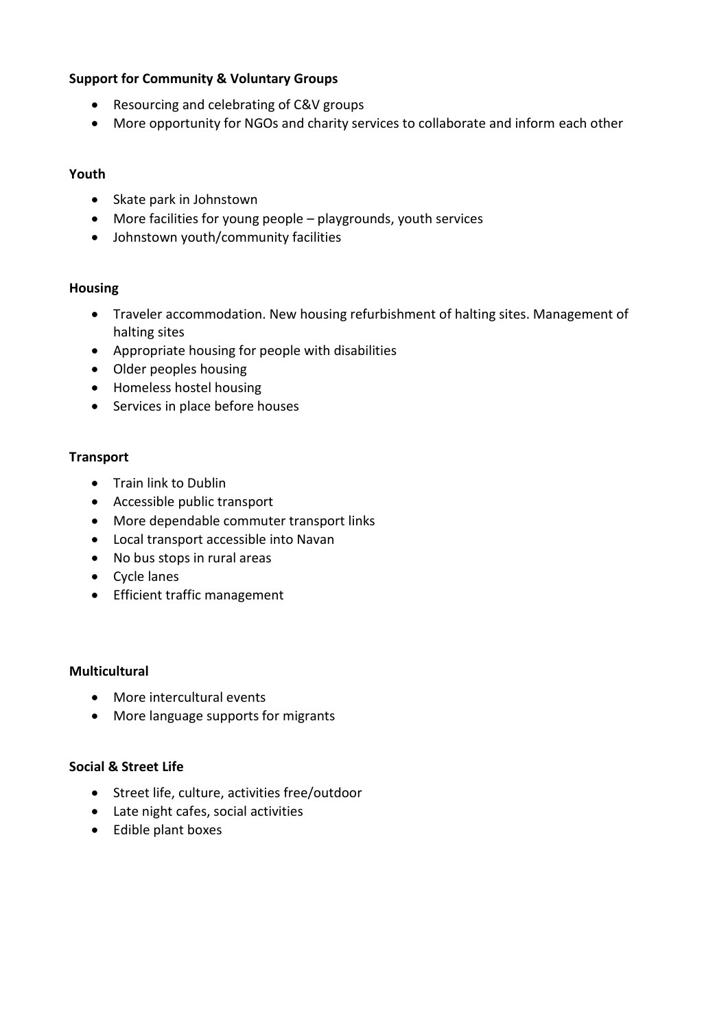**Support for Community & Voluntary Groups**

- Resourcing and celebrating of C&V groups
- More opportunity for NGOs and charity services to collaborate and inform each other

**Youth**

- Skate park in Johnstown
- More facilities for young people – playgrounds, youth services
- Johnstown youth/community facilities

**Housing**

- Traveler accommodation. New housing refurbishment of halting sites. Management of halting sites
- Appropriate housing for people with disabilities
- Older peoples housing
- Homeless hostel housing
- Services in place before houses

**Transport**

- Train link to Dublin
- Accessible public transport
- More dependable commuter transport links
- Local transport accessible into Navan
- No bus stops in rural areas
- Cycle lanes
- Efficient traffic management

**Multicultural**

- More intercultural events
- More language supports for migrants

**Social & Street Life**

- Street life, culture, activities free/outdoor
- Late night cafes, social activities
- Edible plant boxes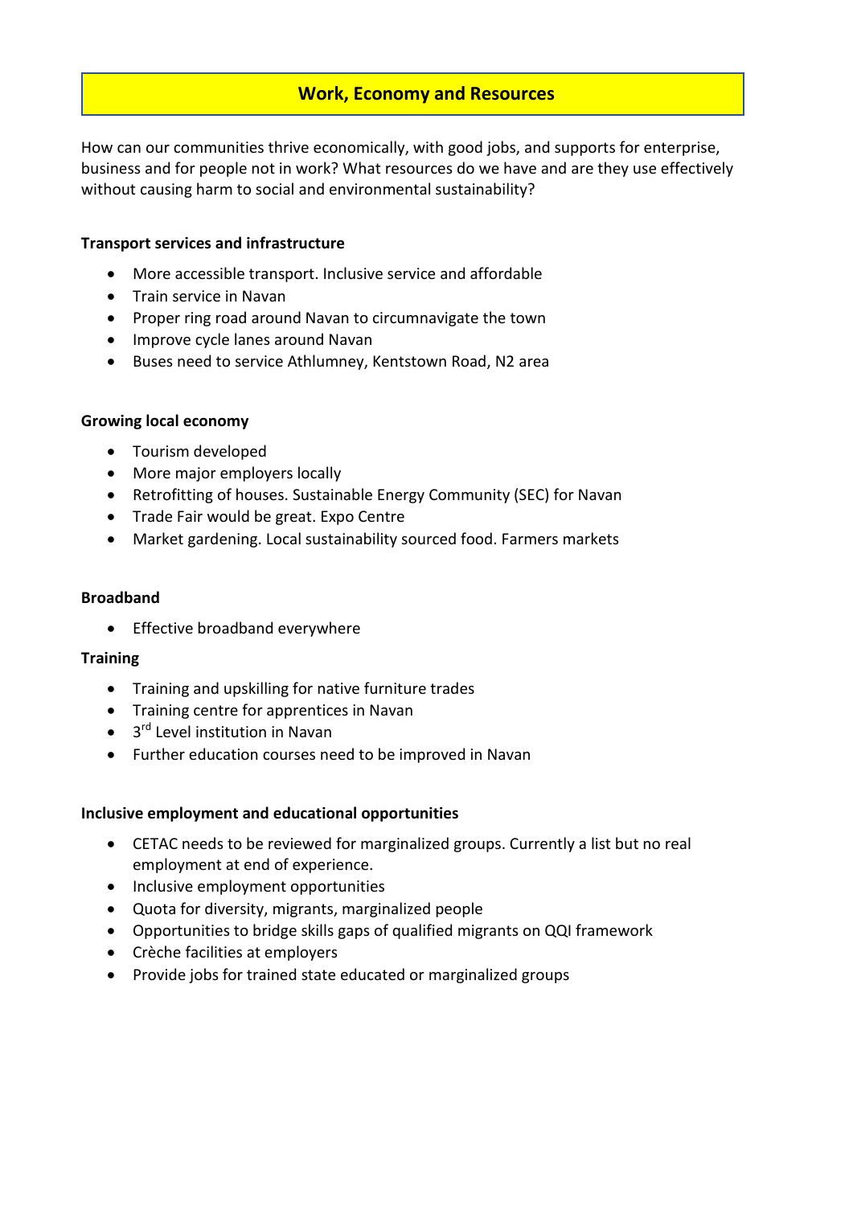# Work, Economy and Resources

How can our communities thrive economically, with good jobs, and supports for enterprise, business and for people not in work? What resources do we have and are they use effectively without causing harm to social and environmental sustainability?

**Transport services and infrastructure**

- More accessible transport. Inclusive service and affordable
- Train service in Navan
- Proper ring road around Navan to circumnavigate the town
- Improve cycle lanes around Navan
- Buses need to service Athlumney, Kentstown Road, N2 area

**Growing local economy**

- Tourism developed
- More major employers locally
- Retrofitting of houses. Sustainable Energy Community (SEC) for Navan
- Trade Fair would be great. Expo Centre
- Market gardening. Local sustainability sourced food. Farmers markets

**Broadband**

- Effective broadband everywhere

**Training**

- Training and upskilling for native furniture trades
- Training centre for apprentices in Navan
- 3rd Level institution in Navan
- Further education courses need to be improved in Navan

**Inclusive employment and educational opportunities**

- CETAC needs to be reviewed for marginalized groups. Currently a list but no real employment at end of experience.
- Inclusive employment opportunities
- Quota for diversity, migrants, marginalized people
- Opportunities to bridge skills gaps of qualified migrants on QQI framework
- Crèche facilities at employers
- Provide jobs for trained state educated or marginalized groups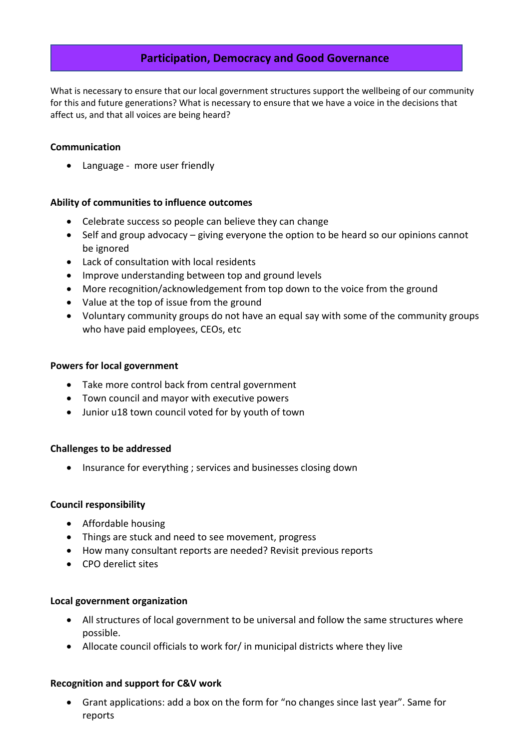## Participation, Democracy and Good Governance

What is necessary to ensure that our local government structures support the wellbeing of our community for this and future generations? What is necessary to ensure that we have a voice in the decisions that affect us, and that all voices are being heard?

**Communication**

- Language - more user friendly

**Ability of communities to influence outcomes**

- Celebrate success so people can believe they can change
- Self and group advocacy – giving everyone the option to be heard so our opinions cannot be ignored
- Lack of consultation with local residents
- Improve understanding between top and ground levels
- More recognition/acknowledgement from top down to the voice from the ground
- Value at the top of issue from the ground
- Voluntary community groups do not have an equal say with some of the community groups who have paid employees, CEOs, etc

**Powers for local government**

- Take more control back from central government
- Town council and mayor with executive powers
- Junior u18 town council voted for by youth of town

**Challenges to be addressed**

- Insurance for everything ; services and businesses closing down

**Council responsibility**

- Affordable housing
- Things are stuck and need to see movement, progress
- How many consultant reports are needed? Revisit previous reports
- CPO derelict sites

**Local government organization**

- All structures of local government to be universal and follow the same structures where possible.
- Allocate council officials to work for/ in municipal districts where they live

**Recognition and support for C&V work**

- Grant applications: add a box on the form for "no changes since last year". Same for reports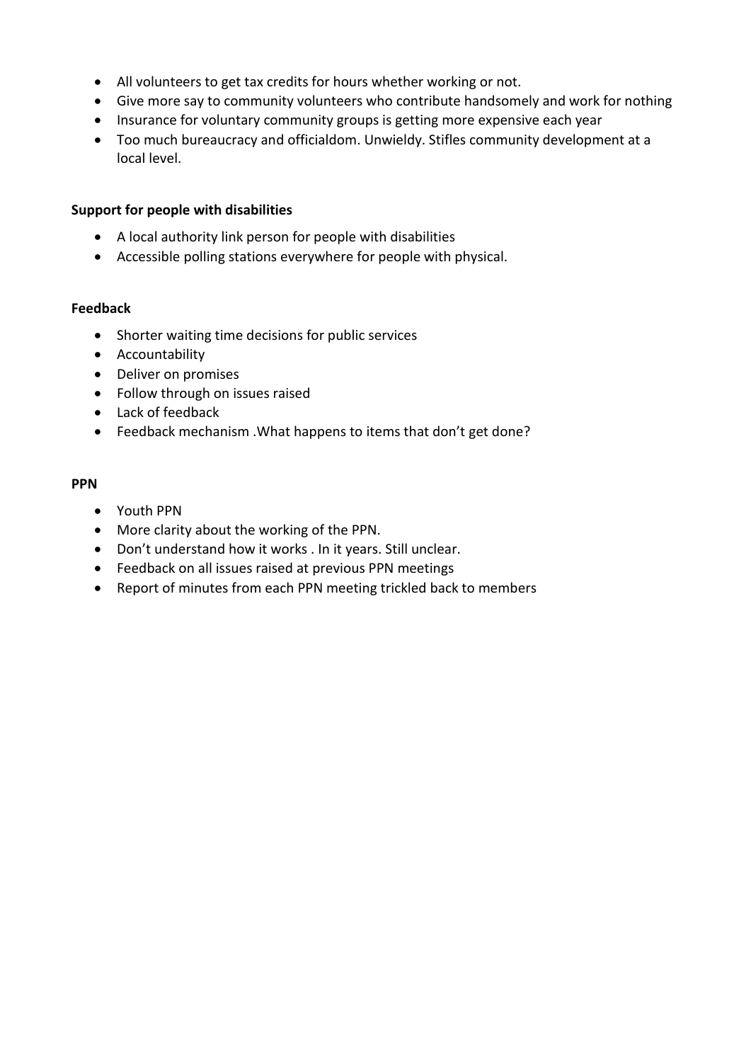- All volunteers to get tax credits for hours whether working or not.
- Give more say to community volunteers who contribute handsomely and work for nothing
- Insurance for voluntary community groups is getting more expensive each year
- Too much bureaucracy and officialdom. Unwieldy. Stifles community development at a local level.

**Support for people with disabilities**

- A local authority link person for people with disabilities
- Accessible polling stations everywhere for people with physical.

**Feedback**

- Shorter waiting time decisions for public services
- Accountability
- Deliver on promises
- Follow through on issues raised
- Lack of feedback
- Feedback mechanism .What happens to items that don't get done?

**PPN**

- Youth PPN
- More clarity about the working of the PPN.
- Don't understand how it works . In it years. Still unclear.
- Feedback on all issues raised at previous PPN meetings
- Report of minutes from each PPN meeting trickled back to members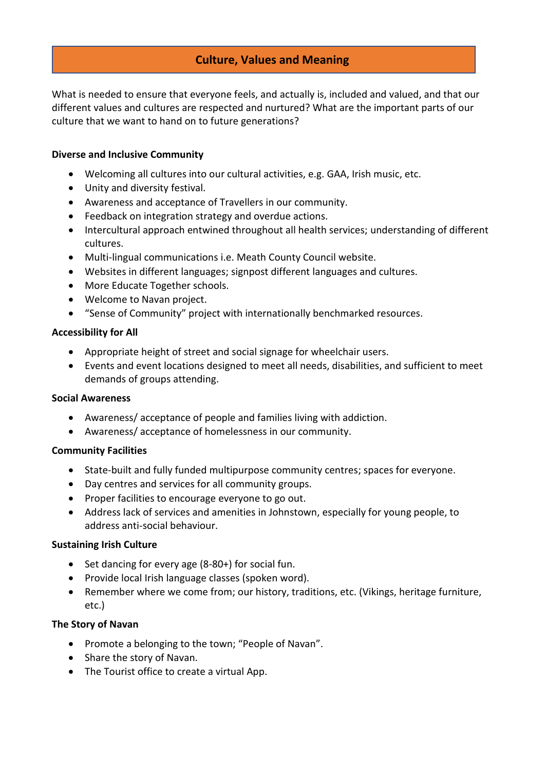## Culture, Values and Meaning

What is needed to ensure that everyone feels, and actually is, included and valued, and that our different values and cultures are respected and nurtured? What are the important parts of our culture that we want to hand on to future generations?

**Diverse and Inclusive Community**

- Welcoming all cultures into our cultural activities, e.g. GAA, Irish music, etc.
- Unity and diversity festival.
- Awareness and acceptance of Travellers in our community.
- Feedback on integration strategy and overdue actions.
- Intercultural approach entwined throughout all health services; understanding of different cultures.
- Multi-lingual communications i.e. Meath County Council website.
- Websites in different languages; signpost different languages and cultures.
- More Educate Together schools.
- Welcome to Navan project.
- "Sense of Community" project with internationally benchmarked resources.

**Accessibility for All**

- Appropriate height of street and social signage for wheelchair users.
- Events and event locations designed to meet all needs, disabilities, and sufficient to meet demands of groups attending.

**Social Awareness**

- Awareness/ acceptance of people and families living with addiction.
- Awareness/ acceptance of homelessness in our community.

**Community Facilities**

- State-built and fully funded multipurpose community centres; spaces for everyone.
- Day centres and services for all community groups.
- Proper facilities to encourage everyone to go out.
- Address lack of services and amenities in Johnstown, especially for young people, to address anti-social behaviour.

**Sustaining Irish Culture**

- Set dancing for every age (8-80+) for social fun.
- Provide local Irish language classes (spoken word).
- Remember where we come from; our history, traditions, etc. (Vikings, heritage furniture, etc.)

**The Story of Navan**

- Promote a belonging to the town; "People of Navan".
- Share the story of Navan.
- The Tourist office to create a virtual App.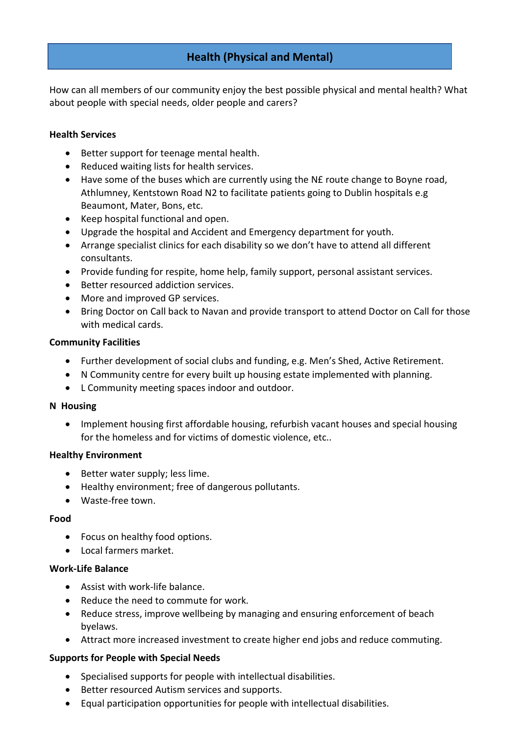## Health (Physical and Mental)

How can all members of our community enjoy the best possible physical and mental health? What about people with special needs, older people and carers?

**Health Services**

- Better support for teenage mental health.
- Reduced waiting lists for health services.
- Have some of the buses which are currently using the N£ route change to Boyne road, Athlumney, Kentstown Road N2 to facilitate patients going to Dublin hospitals e.g Beaumont, Mater, Bons, etc.
- Keep hospital functional and open.
- Upgrade the hospital and Accident and Emergency department for youth.
- Arrange specialist clinics for each disability so we don't have to attend all different consultants.
- Provide funding for respite, home help, family support, personal assistant services.
- Better resourced addiction services.
- More and improved GP services.
- Bring Doctor on Call back to Navan and provide transport to attend Doctor on Call for those with medical cards.

**Community Facilities**

- Further development of social clubs and funding, e.g. Men's Shed, Active Retirement.
- N Community centre for every built up housing estate implemented with planning.
- L Community meeting spaces indoor and outdoor.

**N Housing**

- Implement housing first affordable housing, refurbish vacant houses and special housing for the homeless and for victims of domestic violence, etc..

**Healthy Environment**

- Better water supply; less lime.
- Healthy environment; free of dangerous pollutants.
- Waste-free town.

**Food**

- Focus on healthy food options.
- Local farmers market.

**Work-Life Balance**

- Assist with work-life balance.
- Reduce the need to commute for work.
- Reduce stress, improve wellbeing by managing and ensuring enforcement of beach byelaws.
- Attract more increased investment to create higher end jobs and reduce commuting.

**Supports for People with Special Needs**

- Specialised supports for people with intellectual disabilities.
- Better resourced Autism services and supports.
- Equal participation opportunities for people with intellectual disabilities.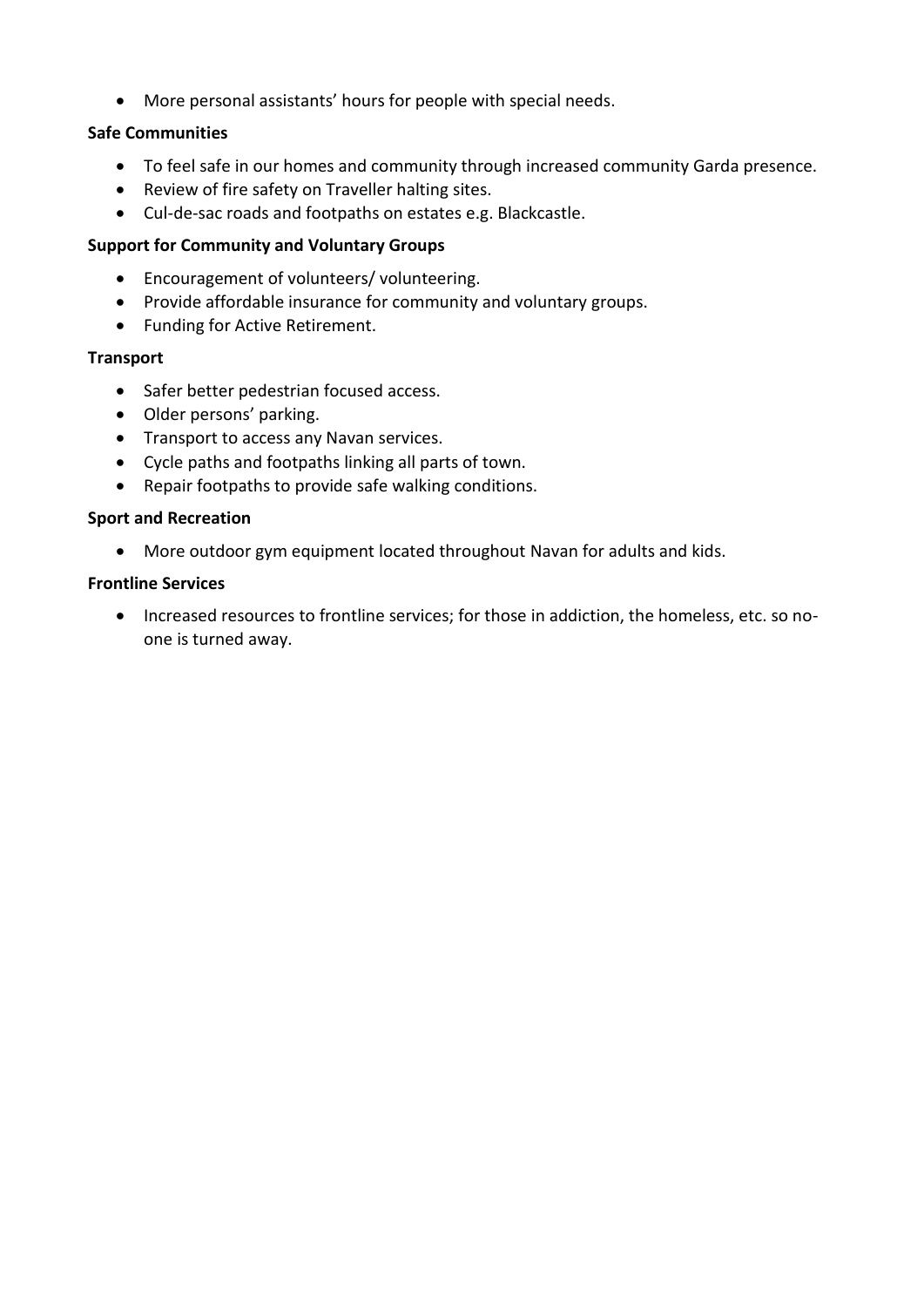- More personal assistants' hours for people with special needs.

**Safe Communities**

- To feel safe in our homes and community through increased community Garda presence.
- Review of fire safety on Traveller halting sites.
- Cul-de-sac roads and footpaths on estates e.g. Blackcastle.

**Support for Community and Voluntary Groups**

- Encouragement of volunteers/ volunteering.
- Provide affordable insurance for community and voluntary groups.
- Funding for Active Retirement.

**Transport**

- Safer better pedestrian focused access.
- Older persons' parking.
- Transport to access any Navan services.
- Cycle paths and footpaths linking all parts of town.
- Repair footpaths to provide safe walking conditions.

**Sport and Recreation**

- More outdoor gym equipment located throughout Navan for adults and kids.

**Frontline Services**

- Increased resources to frontline services; for those in addiction, the homeless, etc. so no-one is turned away.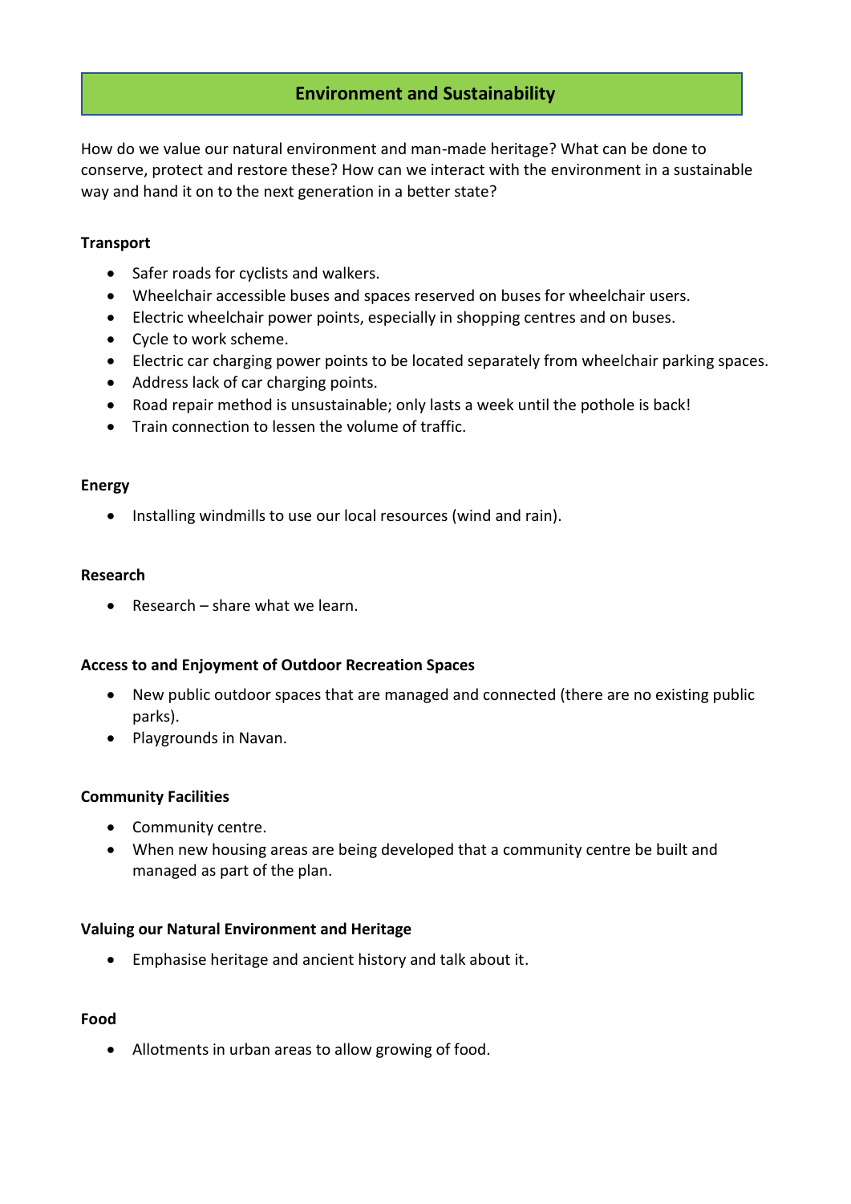## Environment and Sustainability

How do we value our natural environment and man-made heritage? What can be done to conserve, protect and restore these? How can we interact with the environment in a sustainable way and hand it on to the next generation in a better state?

### Transport

- Safer roads for cyclists and walkers.
- Wheelchair accessible buses and spaces reserved on buses for wheelchair users.
- Electric wheelchair power points, especially in shopping centres and on buses.
- Cycle to work scheme.
- Electric car charging power points to be located separately from wheelchair parking spaces.
- Address lack of car charging points.
- Road repair method is unsustainable; only lasts a week until the pothole is back!
- Train connection to lessen the volume of traffic.

### Energy

- Installing windmills to use our local resources (wind and rain).

### Research

- Research – share what we learn.

### Access to and Enjoyment of Outdoor Recreation Spaces

- New public outdoor spaces that are managed and connected (there are no existing public parks).
- Playgrounds in Navan.

### Community Facilities

- Community centre.
- When new housing areas are being developed that a community centre be built and managed as part of the plan.

### Valuing our Natural Environment and Heritage

- Emphasise heritage and ancient history and talk about it.

### Food

- Allotments in urban areas to allow growing of food.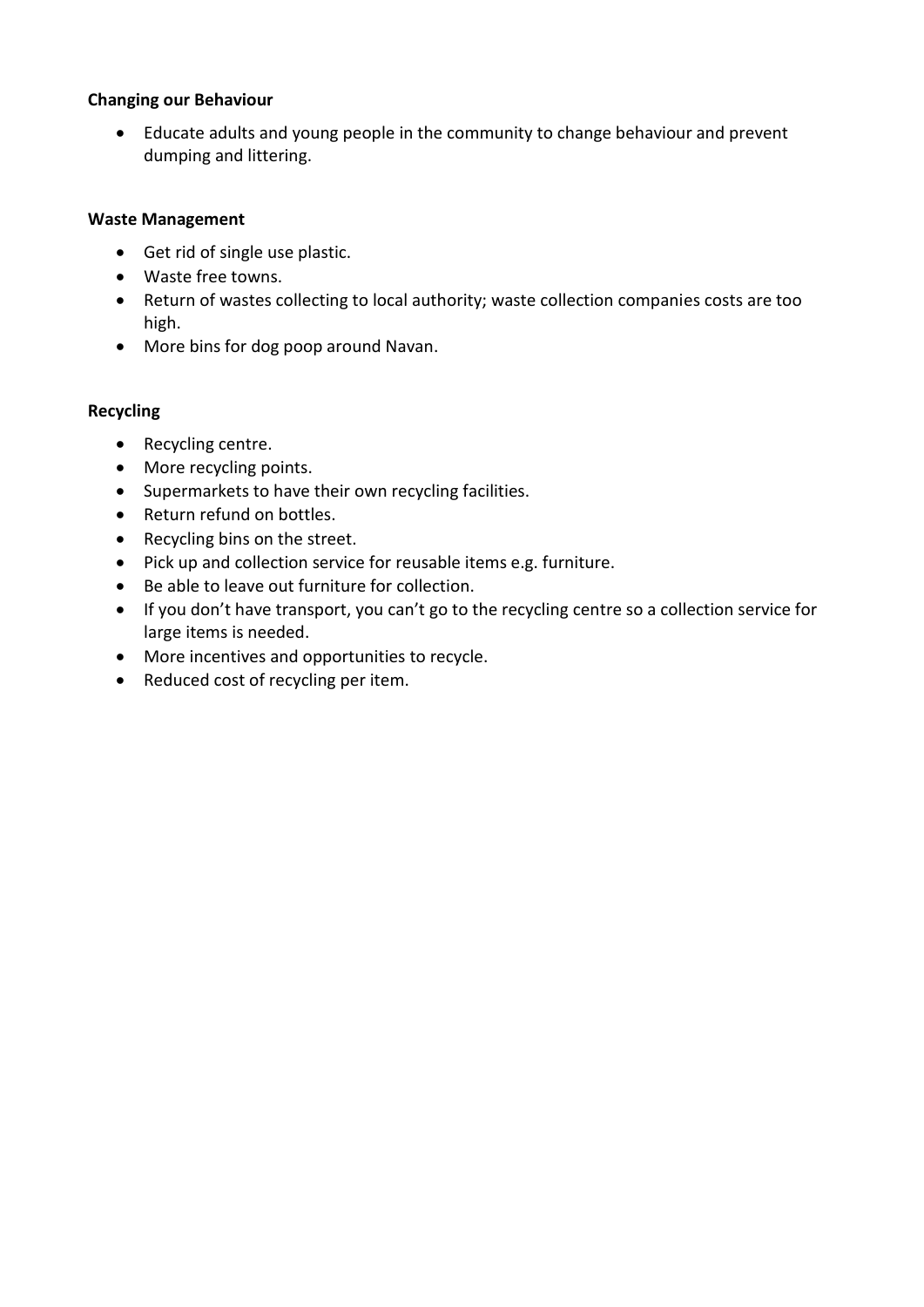**Changing our Behaviour**

- Educate adults and young people in the community to change behaviour and prevent dumping and littering.

**Waste Management**

- Get rid of single use plastic.
- Waste free towns.
- Return of wastes collecting to local authority; waste collection companies costs are too high.
- More bins for dog poop around Navan.

**Recycling**

- Recycling centre.
- More recycling points.
- Supermarkets to have their own recycling facilities.
- Return refund on bottles.
- Recycling bins on the street.
- Pick up and collection service for reusable items e.g. furniture.
- Be able to leave out furniture for collection.
- If you don't have transport, you can't go to the recycling centre so a collection service for large items is needed.
- More incentives and opportunities to recycle.
- Reduced cost of recycling per item.